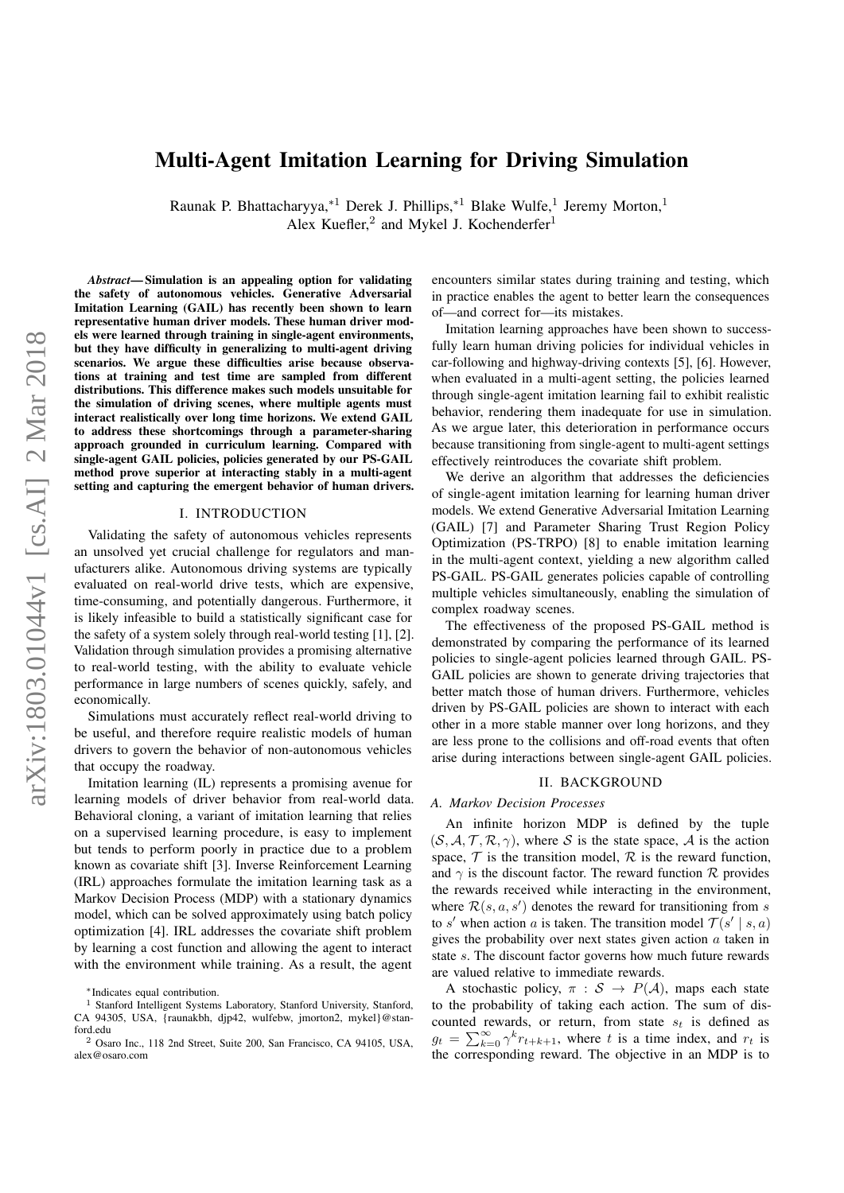# Multi-Agent Imitation Learning for Driving Simulation

Raunak P. Bhattacharyya,*[1] Derek J. Phillips,*[1] Blake Wulfe,[1] Jeremy Morton,[1]
Alex Kuefler,[2] and Mykel J. Kochenderfer[1]

***Abstract*— Simulation is an appealing option for validating the safety of autonomous vehicles. Generative Adversarial Imitation Learning (GAIL) has recently been shown to learn representative human driver models. These human driver models were learned through training in single-agent environments, but they have difficulty in generalizing to multi-agent driving scenarios. We argue these difficulties arise because observations at training and test time are sampled from different distributions. This difference makes such models unsuitable for the simulation of driving scenes, where multiple agents must interact realistically over long time horizons. We extend GAIL to address these shortcomings through a parameter-sharing approach grounded in curriculum learning. Compared with single-agent GAIL policies, policies generated by our PS-GAIL method prove superior at interacting stably in a multi-agent setting and capturing the emergent behavior of human drivers.**

## I. INTRODUCTION

Validating the safety of autonomous vehicles represents an unsolved yet crucial challenge for regulators and manufacturers alike. Autonomous driving systems are typically evaluated on real-world drive tests, which are expensive, time-consuming, and potentially dangerous. Furthermore, it is likely infeasible to build a statistically significant case for the safety of a system solely through real-world testing [1], [2]. Validation through simulation provides a promising alternative to real-world testing, with the ability to evaluate vehicle performance in large numbers of scenes quickly, safely, and economically.

Simulations must accurately reflect real-world driving to be useful, and therefore require realistic models of human drivers to govern the behavior of non-autonomous vehicles that occupy the roadway.

Imitation learning (IL) represents a promising avenue for learning models of driver behavior from real-world data. Behavioral cloning, a variant of imitation learning that relies on a supervised learning procedure, is easy to implement but tends to perform poorly in practice due to a problem known as covariate shift [3]. Inverse Reinforcement Learning (IRL) approaches formulate the imitation learning task as a Markov Decision Process (MDP) with a stationary dynamics model, which can be solved approximately using batch policy optimization [4]. IRL addresses the covariate shift problem by learning a cost function and allowing the agent to interact with the environment while training. As a result, the agent encounters similar states during training and testing, which in practice enables the agent to better learn the consequences of—and correct for—its mistakes.

Imitation learning approaches have been shown to successfully learn human driving policies for individual vehicles in car-following and highway-driving contexts [5], [6]. However, when evaluated in a multi-agent setting, the policies learned through single-agent imitation learning fail to exhibit realistic behavior, rendering them inadequate for use in simulation. As we argue later, this deterioration in performance occurs because transitioning from single-agent to multi-agent settings effectively reintroduces the covariate shift problem.

We derive an algorithm that addresses the deficiencies of single-agent imitation learning for learning human driver models. We extend Generative Adversarial Imitation Learning (GAIL) [7] and Parameter Sharing Trust Region Policy Optimization (PS-TRPO) [8] to enable imitation learning in the multi-agent context, yielding a new algorithm called PS-GAIL. PS-GAIL generates policies capable of controlling multiple vehicles simultaneously, enabling the simulation of complex roadway scenes.

The effectiveness of the proposed PS-GAIL method is demonstrated by comparing the performance of its learned policies to single-agent policies learned through GAIL. PS-GAIL policies are shown to generate driving trajectories that better match those of human drivers. Furthermore, vehicles driven by PS-GAIL policies are shown to interact with each other in a more stable manner over long horizons, and they are less prone to the collisions and off-road events that often arise during interactions between single-agent GAIL policies.

## II. BACKGROUND

### A. Markov Decision Processes

An infinite horizon MDP is defined by the tuple $(\mathcal{S}, \mathcal{A}, \mathcal{T}, \mathcal{R}, \gamma)$, where $\mathcal{S}$ is the state space, $\mathcal{A}$ is the action space, $\mathcal{T}$ is the transition model, $\mathcal{R}$ is the reward function, and $\gamma$ is the discount factor. The reward function $\mathcal{R}$ provides the rewards received while interacting in the environment, where $\mathcal{R}(s, a, s')$ denotes the reward for transitioning from $s$ to $s'$ when action $a$ is taken. The transition model $\mathcal{T}(s' \mid s, a)$ gives the probability over next states given action $a$ taken in state $s$. The discount factor governs how much future rewards are valued relative to immediate rewards.

A stochastic policy, $\pi : \mathcal{S} \rightarrow P(\mathcal{A})$, maps each state to the probability of taking each action. The sum of discounted rewards, or return, from state $s_t$ is defined as $g_t = \sum_{k=0}^{\infty} \gamma^k r_{t+k+1}$, where $t$ is a time index, and $r_t$ is the corresponding reward. The objective in an MDP is to

---

*Indicates equal contribution.

[1] Stanford Intelligent Systems Laboratory, Stanford University, Stanford, CA 94305, USA, {raunakbh, djp42, wulfebw, jmorton2, mykel}@stanford.edu

[2] Osaro Inc., 118 2nd Street, Suite 200, San Francisco, CA 94105, USA, alex@osaro.com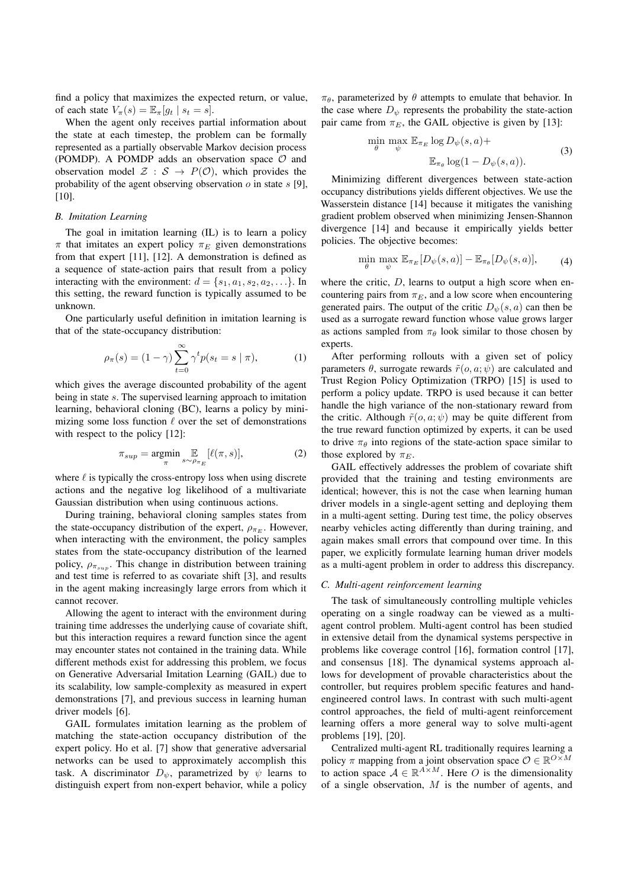find a policy that maximizes the expected return, or value, of each state $V_\pi(s) = \mathbb{E}_\pi[g_t \mid s_t = s]$.

When the agent only receives partial information about the state at each timestep, the problem can be formally represented as a partially observable Markov decision process (POMDP). A POMDP adds an observation space $\mathcal{O}$ and observation model $\mathcal{Z} : \mathcal{S} \rightarrow P(\mathcal{O})$, which provides the probability of the agent observing observation $o$ in state $s$ [9], [10].

### B. Imitation Learning

The goal in imitation learning (IL) is to learn a policy $\pi$ that imitates an expert policy $\pi_E$ given demonstrations from that expert [11], [12]. A demonstration is defined as a sequence of state-action pairs that result from a policy interacting with the environment: $d = \{s_1, a_1, s_2, a_2, \ldots\}$. In this setting, the reward function is typically assumed to be unknown.

One particularly useful definition in imitation learning is that of the state-occupancy distribution:

$$\rho_\pi(s) = (1-\gamma)\sum_{t=0}^{\infty} \gamma^t p(s_t = s \mid \pi), \tag{1}$$

which gives the average discounted probability of the agent being in state $s$. The supervised learning approach to imitation learning, behavioral cloning (BC), learns a policy by minimizing some loss function $\ell$ over the set of demonstrations with respect to the policy [12]:

$$\pi_{sup} = \operatorname*{argmin}_{\pi} \mathop{\mathbb{E}}_{s\sim\rho_{\pi_E}}[\ell(\pi, s)], \tag{2}$$

where $\ell$ is typically the cross-entropy loss when using discrete actions and the negative log likelihood of a multivariate Gaussian distribution when using continuous actions.

During training, behavioral cloning samples states from the state-occupancy distribution of the expert, $\rho_{\pi_E}$. However, when interacting with the environment, the policy samples states from the state-occupancy distribution of the learned policy, $\rho_{\pi_{sup}}$. This change in distribution between training and test time is referred to as covariate shift [3], and results in the agent making increasingly large errors from which it cannot recover.

Allowing the agent to interact with the environment during training time addresses the underlying cause of covariate shift, but this interaction requires a reward function since the agent may encounter states not contained in the training data. While different methods exist for addressing this problem, we focus on Generative Adversarial Imitation Learning (GAIL) due to its scalability, low sample-complexity as measured in expert demonstrations [7], and previous success in learning human driver models [6].

GAIL formulates imitation learning as the problem of matching the state-action occupancy distribution of the expert policy. Ho et al. [7] show that generative adversarial networks can be used to approximately accomplish this task. A discriminator $D_\psi$, parametrized by $\psi$ learns to distinguish expert from non-expert behavior, while a policy $\pi_\theta$, parameterized by $\theta$ attempts to emulate that behavior. In the case where $D_\psi$ represents the probability the state-action pair came from $\pi_E$, the GAIL objective is given by [13]:

$$\begin{aligned}\min_{\theta} \max_{\psi} \ & \mathbb{E}_{\pi_E} \log D_\psi(s,a) + \\ & \mathbb{E}_{\pi_\theta} \log(1 - D_\psi(s,a)).\end{aligned} \tag{3}$$

Minimizing different divergences between state-action occupancy distributions yields different objectives. We use the Wasserstein distance [14] because it mitigates the vanishing gradient problem observed when minimizing Jensen-Shannon divergence [14] and because it empirically yields better policies. The objective becomes:

$$\min_{\theta} \max_{\psi} \mathbb{E}_{\pi_E}[D_\psi(s,a)] - \mathbb{E}_{\pi_\theta}[D_\psi(s,a)], \tag{4}$$

where the critic, $D$, learns to output a high score when encountering pairs from $\pi_E$, and a low score when encountering generated pairs. The output of the critic $D_\psi(s,a)$ can then be used as a surrogate reward function whose value grows larger as actions sampled from $\pi_\theta$ look similar to those chosen by experts.

After performing rollouts with a given set of policy parameters $\theta$, surrogate rewards $\tilde{r}(o, a; \psi)$ are calculated and Trust Region Policy Optimization (TRPO) [15] is used to perform a policy update. TRPO is used because it can better handle the high variance of the non-stationary reward from the critic. Although $\tilde{r}(o, a; \psi)$ may be quite different from the true reward function optimized by experts, it can be used to drive $\pi_\theta$ into regions of the state-action space similar to those explored by $\pi_E$.

GAIL effectively addresses the problem of covariate shift provided that the training and testing environments are identical; however, this is not the case when learning human driver models in a single-agent setting and deploying them in a multi-agent setting. During test time, the policy observes nearby vehicles acting differently than during training, and again makes small errors that compound over time. In this paper, we explicitly formulate learning human driver models as a multi-agent problem in order to address this discrepancy.

### C. Multi-agent reinforcement learning

The task of simultaneously controlling multiple vehicles operating on a single roadway can be viewed as a multi-agent control problem. Multi-agent control has been studied in extensive detail from the dynamical systems perspective in problems like coverage control [16], formation control [17], and consensus [18]. The dynamical systems approach allows for development of provable characteristics about the controller, but requires problem specific features and hand-engineered control laws. In contrast with such multi-agent control approaches, the field of multi-agent reinforcement learning offers a more general way to solve multi-agent problems [19], [20].

Centralized multi-agent RL traditionally requires learning a policy $\pi$ mapping from a joint observation space $\mathcal{O} \in \mathbb{R}^{O\times M}$ to action space $\mathcal{A} \in \mathbb{R}^{A\times M}$. Here $O$ is the dimensionality of a single observation, $M$ is the number of agents, and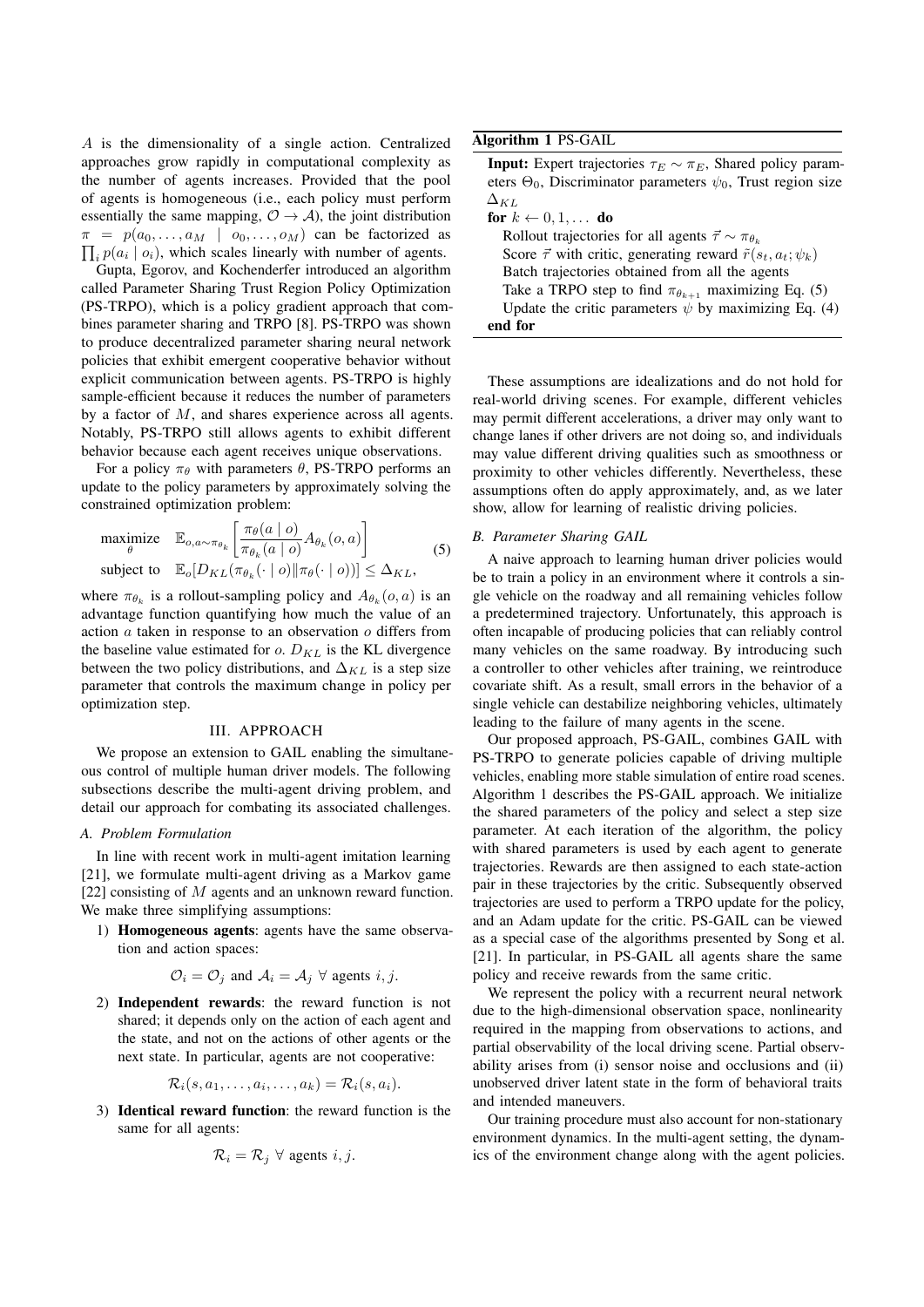$A$ is the dimensionality of a single action. Centralized approaches grow rapidly in computational complexity as the number of agents increases. Provided that the pool of agents is homogeneous (i.e., each policy must perform essentially the same mapping, $\mathcal{O} \rightarrow \mathcal{A}$), the joint distribution $\pi = p(a_0, \ldots, a_M \mid o_0, \ldots, o_M)$ can be factorized as $\prod_i p(a_i \mid o_i)$, which scales linearly with number of agents.

Gupta, Egorov, and Kochenderfer introduced an algorithm called Parameter Sharing Trust Region Policy Optimization (PS-TRPO), which is a policy gradient approach that combines parameter sharing and TRPO [8]. PS-TRPO was shown to produce decentralized parameter sharing neural network policies that exhibit emergent cooperative behavior without explicit communication between agents. PS-TRPO is highly sample-efficient because it reduces the number of parameters by a factor of $M$, and shares experience across all agents. Notably, PS-TRPO still allows agents to exhibit different behavior because each agent receives unique observations.

For a policy $\pi_\theta$ with parameters $\theta$, PS-TRPO performs an update to the policy parameters by approximately solving the constrained optimization problem:

$$\begin{aligned} \underset{\theta}{\text{maximize}} \quad & \mathbb{E}_{o,a \sim \pi_{\theta_k}}\left[\frac{\pi_\theta(a \mid o)}{\pi_{\theta_k}(a \mid o)} A_{\theta_k}(o, a)\right] \\ \text{subject to} \quad & \mathbb{E}_o[D_{KL}(\pi_{\theta_k}(\cdot \mid o) \| \pi_\theta(\cdot \mid o))] \leq \Delta_{KL}, \end{aligned} \tag{5}$$

where $\pi_{\theta_k}$ is a rollout-sampling policy and $A_{\theta_k}(o, a)$ is an advantage function quantifying how much the value of an action $a$ taken in response to an observation $o$ differs from the baseline value estimated for $o$. $D_{KL}$ is the KL divergence between the two policy distributions, and $\Delta_{KL}$ is a step size parameter that controls the maximum change in policy per optimization step.

## III. APPROACH

We propose an extension to GAIL enabling the simultaneous control of multiple human driver models. The following subsections describe the multi-agent driving problem, and detail our approach for combating its associated challenges.

### A. Problem Formulation

In line with recent work in multi-agent imitation learning [21], we formulate multi-agent driving as a Markov game [22] consisting of $M$ agents and an unknown reward function. We make three simplifying assumptions:

1) **Homogeneous agents**: agents have the same observation and action spaces:

$$\mathcal{O}_i = \mathcal{O}_j \text{ and } \mathcal{A}_i = \mathcal{A}_j \ \forall \text{ agents } i, j.$$

2) **Independent rewards**: the reward function is not shared; it depends only on the action of each agent and the state, and not on the actions of other agents or the next state. In particular, agents are not cooperative:

$$\mathcal{R}_i(s, a_1, \ldots, a_i, \ldots, a_k) = \mathcal{R}_i(s, a_i).$$

3) **Identical reward function**: the reward function is the same for all agents:

$$\mathcal{R}_i = \mathcal{R}_j \ \forall \text{ agents } i, j.$$

**Algorithm 1** PS-GAIL

**Input:** Expert trajectories $\tau_E \sim \pi_E$, Shared policy parameters $\Theta_0$, Discriminator parameters $\psi_0$, Trust region size $\Delta_{KL}$

**for** $k \leftarrow 0, 1, \ldots$ **do**
  Rollout trajectories for all agents $\vec{\tau} \sim \pi_{\theta_k}$
  Score $\vec{\tau}$ with critic, generating reward $\tilde{r}(s_t, a_t; \psi_k)$
  Batch trajectories obtained from all the agents
  Take a TRPO step to find $\pi_{\theta_{k+1}}$ maximizing Eq. (5)
  Update the critic parameters $\psi$ by maximizing Eq. (4)
**end for**

These assumptions are idealizations and do not hold for real-world driving scenes. For example, different vehicles may permit different accelerations, a driver may only want to change lanes if other drivers are not doing so, and individuals may value different driving qualities such as smoothness or proximity to other vehicles differently. Nevertheless, these assumptions often do apply approximately, and, as we later show, allow for learning of realistic driving policies.

### B. Parameter Sharing GAIL

A naive approach to learning human driver policies would be to train a policy in an environment where it controls a single vehicle on the roadway and all remaining vehicles follow a predetermined trajectory. Unfortunately, this approach is often incapable of producing policies that can reliably control many vehicles on the same roadway. By introducing such a controller to other vehicles after training, we reintroduce covariate shift. As a result, small errors in the behavior of a single vehicle can destabilize neighboring vehicles, ultimately leading to the failure of many agents in the scene.

Our proposed approach, PS-GAIL, combines GAIL with PS-TRPO to generate policies capable of driving multiple vehicles, enabling more stable simulation of entire road scenes. Algorithm 1 describes the PS-GAIL approach. We initialize the shared parameters of the policy and select a step size parameter. At each iteration of the algorithm, the policy with shared parameters is used by each agent to generate trajectories. Rewards are then assigned to each state-action pair in these trajectories by the critic. Subsequently observed trajectories are used to perform a TRPO update for the policy, and an Adam update for the critic. PS-GAIL can be viewed as a special case of the algorithms presented by Song et al. [21]. In particular, in PS-GAIL all agents share the same policy and receive rewards from the same critic.

We represent the policy with a recurrent neural network due to the high-dimensional observation space, nonlinearity required in the mapping from observations to actions, and partial observability of the local driving scene. Partial observability arises from (i) sensor noise and occlusions and (ii) unobserved driver latent state in the form of behavioral traits and intended maneuvers.

Our training procedure must also account for non-stationary environment dynamics. In the multi-agent setting, the dynamics of the environment change along with the agent policies.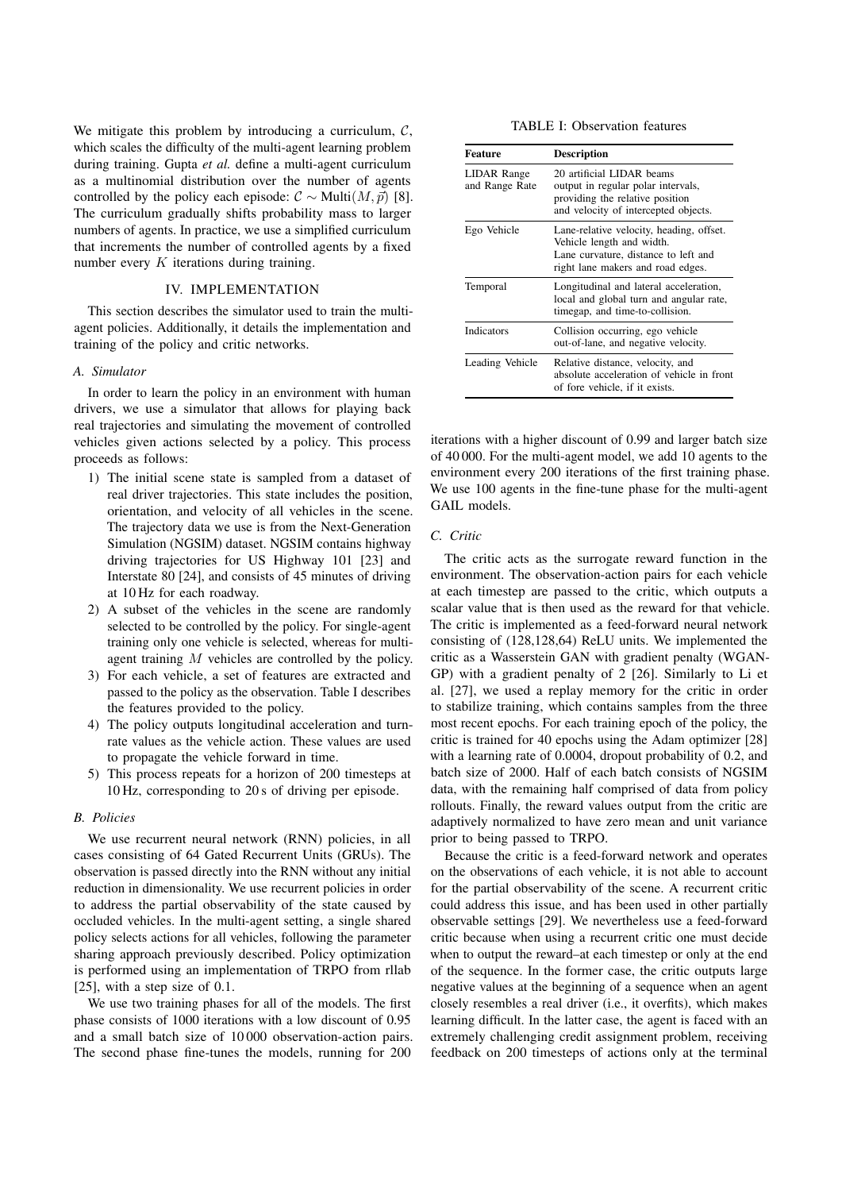We mitigate this problem by introducing a curriculum, $\mathcal{C}$, which scales the difficulty of the multi-agent learning problem during training. Gupta *et al.* define a multi-agent curriculum as a multinomial distribution over the number of agents controlled by the policy each episode: $\mathcal{C} \sim \text{Multi}(M, \vec{p})$ [8]. The curriculum gradually shifts probability mass to larger numbers of agents. In practice, we use a simplified curriculum that increments the number of controlled agents by a fixed number every $K$ iterations during training.

## IV. IMPLEMENTATION

This section describes the simulator used to train the multi-agent policies. Additionally, it details the implementation and training of the policy and critic networks.

### A. Simulator

In order to learn the policy in an environment with human drivers, we use a simulator that allows for playing back real trajectories and simulating the movement of controlled vehicles given actions selected by a policy. This process proceeds as follows:

1) The initial scene state is sampled from a dataset of real driver trajectories. This state includes the position, orientation, and velocity of all vehicles in the scene. The trajectory data we use is from the Next-Generation Simulation (NGSIM) dataset. NGSIM contains highway driving trajectories for US Highway 101 [23] and Interstate 80 [24], and consists of 45 minutes of driving at 10 Hz for each roadway.
2) A subset of the vehicles in the scene are randomly selected to be controlled by the policy. For single-agent training only one vehicle is selected, whereas for multi-agent training $M$ vehicles are controlled by the policy.
3) For each vehicle, a set of features are extracted and passed to the policy as the observation. Table I describes the features provided to the policy.
4) The policy outputs longitudinal acceleration and turn-rate values as the vehicle action. These values are used to propagate the vehicle forward in time.
5) This process repeats for a horizon of 200 timesteps at 10 Hz, corresponding to 20 s of driving per episode.

### B. Policies

We use recurrent neural network (RNN) policies, in all cases consisting of 64 Gated Recurrent Units (GRUs). The observation is passed directly into the RNN without any initial reduction in dimensionality. We use recurrent policies in order to address the partial observability of the state caused by occluded vehicles. In the multi-agent setting, a single shared policy selects actions for all vehicles, following the parameter sharing approach previously described. Policy optimization is performed using an implementation of TRPO from rllab [25], with a step size of 0.1.

We use two training phases for all of the models. The first phase consists of 1000 iterations with a low discount of 0.95 and a small batch size of 10 000 observation-action pairs. The second phase fine-tunes the models, running for 200 iterations with a higher discount of 0.99 and larger batch size of 40 000. For the multi-agent model, we add 10 agents to the environment every 200 iterations of the first training phase. We use 100 agents in the fine-tune phase for the multi-agent GAIL models.

TABLE I: Observation features

| Feature | Description |
|---|---|
| LIDAR Range and Range Rate | 20 artificial LIDAR beams output in regular polar intervals, providing the relative position and velocity of intercepted objects. |
| Ego Vehicle | Lane-relative velocity, heading, offset. Vehicle length and width. Lane curvature, distance to left and right lane makers and road edges. |
| Temporal | Longitudinal and lateral acceleration, local and global turn and angular rate, timegap, and time-to-collision. |
| Indicators | Collision occurring, ego vehicle out-of-lane, and negative velocity. |
| Leading Vehicle | Relative distance, velocity, and absolute acceleration of vehicle in front of fore vehicle, if it exists. |

### C. Critic

The critic acts as the surrogate reward function in the environment. The observation-action pairs for each vehicle at each timestep are passed to the critic, which outputs a scalar value that is then used as the reward for that vehicle. The critic is implemented as a feed-forward neural network consisting of (128,128,64) ReLU units. We implemented the critic as a Wasserstein GAN with gradient penalty (WGAN-GP) with a gradient penalty of 2 [26]. Similarly to Li et al. [27], we used a replay memory for the critic in order to stabilize training, which contains samples from the three most recent epochs. For each training epoch of the policy, the critic is trained for 40 epochs using the Adam optimizer [28] with a learning rate of 0.0004, dropout probability of 0.2, and batch size of 2000. Half of each batch consists of NGSIM data, with the remaining half comprised of data from policy rollouts. Finally, the reward values output from the critic are adaptively normalized to have zero mean and unit variance prior to being passed to TRPO.

Because the critic is a feed-forward network and operates on the observations of each vehicle, it is not able to account for the partial observability of the scene. A recurrent critic could address this issue, and has been used in other partially observable settings [29]. We nevertheless use a feed-forward critic because when using a recurrent critic one must decide when to output the reward–at each timestep or only at the end of the sequence. In the former case, the critic outputs large negative values at the beginning of a sequence when an agent closely resembles a real driver (i.e., it overfits), which makes learning difficult. In the latter case, the agent is faced with an extremely challenging credit assignment problem, receiving feedback on 200 timesteps of actions only at the terminal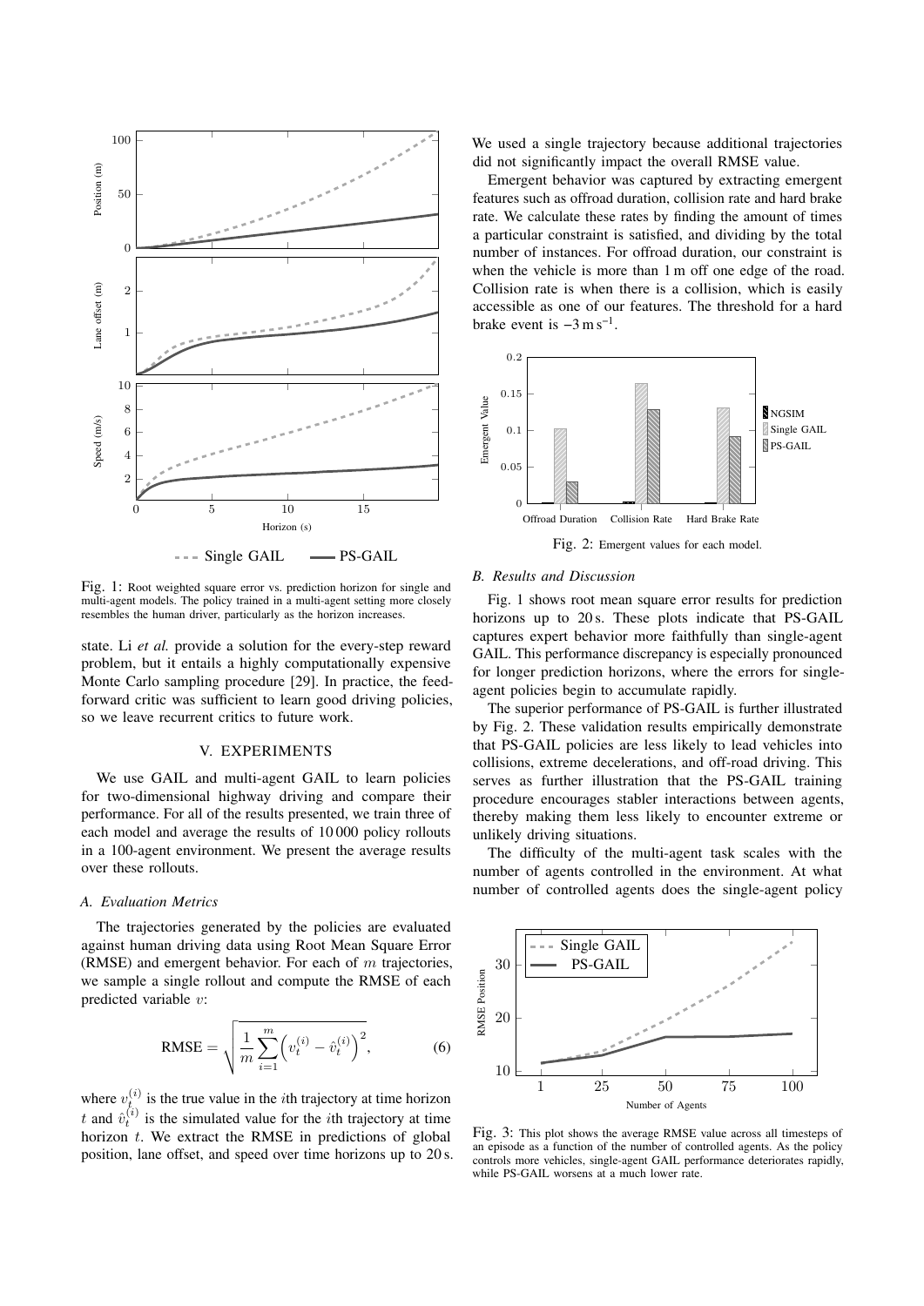Fig. 1: Root weighted square error vs. prediction horizon for single and multi-agent models. The policy trained in a multi-agent setting more closely resembles the human driver, particularly as the horizon increases.

state. Li *et al.* provide a solution for the every-step reward problem, but it entails a highly computationally expensive Monte Carlo sampling procedure [29]. In practice, the feed-forward critic was sufficient to learn good driving policies, so we leave recurrent critics to future work.

## V. EXPERIMENTS

We use GAIL and multi-agent GAIL to learn policies for two-dimensional highway driving and compare their performance. For all of the results presented, we train three of each model and average the results of 10 000 policy rollouts in a 100-agent environment. We present the average results over these rollouts.

### A. Evaluation Metrics

The trajectories generated by the policies are evaluated against human driving data using Root Mean Square Error (RMSE) and emergent behavior. For each of $m$ trajectories, we sample a single rollout and compute the RMSE of each predicted variable $v$:

$$\text{RMSE} = \sqrt{\frac{1}{m}\sum_{i=1}^{m}\left(v_t^{(i)} - \hat{v}_t^{(i)}\right)^2}, \tag{6}$$

where $v_t^{(i)}$ is the true value in the $i$th trajectory at time horizon $t$ and $\hat{v}_t^{(i)}$ is the simulated value for the $i$th trajectory at time horizon $t$. We extract the RMSE in predictions of global position, lane offset, and speed over time horizons up to 20 s. We used a single trajectory because additional trajectories did not significantly impact the overall RMSE value.

Emergent behavior was captured by extracting emergent features such as offroad duration, collision rate and hard brake rate. We calculate these rates by finding the amount of times a particular constraint is satisfied, and dividing by the total number of instances. For offroad duration, our constraint is when the vehicle is more than 1 m off one edge of the road. Collision rate is when there is a collision, which is easily accessible as one of our features. The threshold for a hard brake event is $-3\,\mathrm{m\,s^{-1}}$.

Fig. 2: Emergent values for each model.

### B. Results and Discussion

Fig. 1 shows root mean square error results for prediction horizons up to 20 s. These plots indicate that PS-GAIL captures expert behavior more faithfully than single-agent GAIL. This performance discrepancy is especially pronounced for longer prediction horizons, where the errors for single-agent policies begin to accumulate rapidly.

The superior performance of PS-GAIL is further illustrated by Fig. 2. These validation results empirically demonstrate that PS-GAIL policies are less likely to lead vehicles into collisions, extreme decelerations, and off-road driving. This serves as further illustration that the PS-GAIL training procedure encourages stabler interactions between agents, thereby making them less likely to encounter extreme or unlikely driving situations.

The difficulty of the multi-agent task scales with the number of agents controlled in the environment. At what number of controlled agents does the single-agent policy

Fig. 3: This plot shows the average RMSE value across all timesteps of an episode as a function of the number of controlled agents. As the policy controls more vehicles, single-agent GAIL performance deteriorates rapidly, while PS-GAIL worsens at a much lower rate.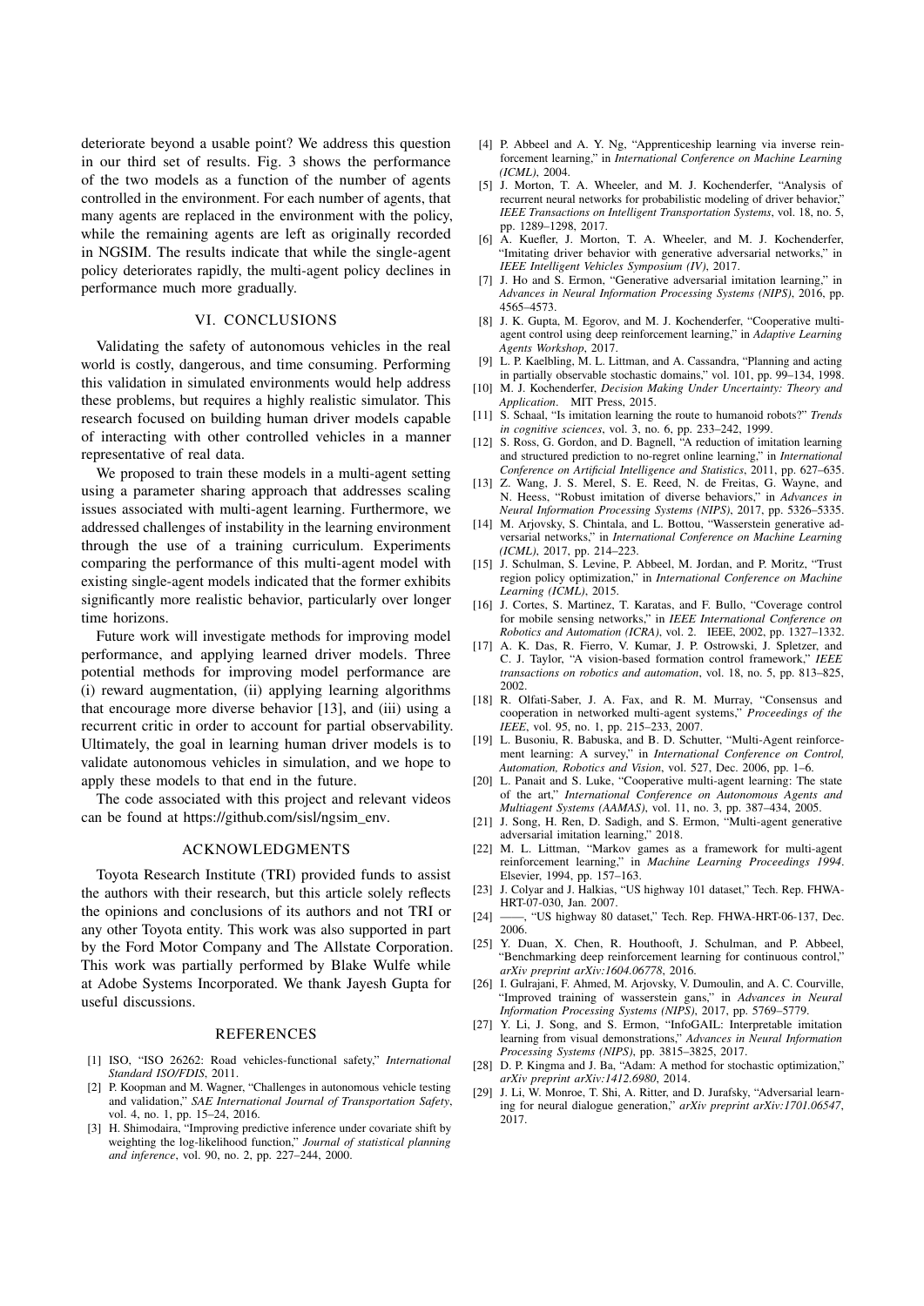deteriorate beyond a usable point? We address this question in our third set of results. Fig. 3 shows the performance of the two models as a function of the number of agents controlled in the environment. For each number of agents, that many agents are replaced in the environment with the policy, while the remaining agents are left as originally recorded in NGSIM. The results indicate that while the single-agent policy deteriorates rapidly, the multi-agent policy declines in performance much more gradually.

## VI. CONCLUSIONS

Validating the safety of autonomous vehicles in the real world is costly, dangerous, and time consuming. Performing this validation in simulated environments would help address these problems, but requires a highly realistic simulator. This research focused on building human driver models capable of interacting with other controlled vehicles in a manner representative of real data.

We proposed to train these models in a multi-agent setting using a parameter sharing approach that addresses scaling issues associated with multi-agent learning. Furthermore, we addressed challenges of instability in the learning environment through the use of a training curriculum. Experiments comparing the performance of this multi-agent model with existing single-agent models indicated that the former exhibits significantly more realistic behavior, particularly over longer time horizons.

Future work will investigate methods for improving model performance, and applying learned driver models. Three potential methods for improving model performance are (i) reward augmentation, (ii) applying learning algorithms that encourage more diverse behavior [13], and (iii) using a recurrent critic in order to account for partial observability. Ultimately, the goal in learning human driver models is to validate autonomous vehicles in simulation, and we hope to apply these models to that end in the future.

The code associated with this project and relevant videos can be found at https://github.com/sisl/ngsim_env.

## ACKNOWLEDGMENTS

Toyota Research Institute (TRI) provided funds to assist the authors with their research, but this article solely reflects the opinions and conclusions of its authors and not TRI or any other Toyota entity. This work was also supported in part by the Ford Motor Company and The Allstate Corporation. This work was partially performed by Blake Wulfe while at Adobe Systems Incorporated. We thank Jayesh Gupta for useful discussions.

## REFERENCES

[1] ISO, "ISO 26262: Road vehicles-functional safety," *International Standard ISO/FDIS*, 2011.

[2] P. Koopman and M. Wagner, "Challenges in autonomous vehicle testing and validation," *SAE International Journal of Transportation Safety*, vol. 4, no. 1, pp. 15–24, 2016.

[3] H. Shimodaira, "Improving predictive inference under covariate shift by weighting the log-likelihood function," *Journal of statistical planning and inference*, vol. 90, no. 2, pp. 227–244, 2000.

[4] P. Abbeel and A. Y. Ng, "Apprenticeship learning via inverse reinforcement learning," in *International Conference on Machine Learning (ICML)*, 2004.

[5] J. Morton, T. A. Wheeler, and M. J. Kochenderfer, "Analysis of recurrent neural networks for probabilistic modeling of driver behavior," *IEEE Transactions on Intelligent Transportation Systems*, vol. 18, no. 5, pp. 1289–1298, 2017.

[6] A. Kuefler, J. Morton, T. A. Wheeler, and M. J. Kochenderfer, "Imitating driver behavior with generative adversarial networks," in *IEEE Intelligent Vehicles Symposium (IV)*, 2017.

[7] J. Ho and S. Ermon, "Generative adversarial imitation learning," in *Advances in Neural Information Processing Systems (NIPS)*, 2016, pp. 4565–4573.

[8] J. K. Gupta, M. Egorov, and M. J. Kochenderfer, "Cooperative multi-agent control using deep reinforcement learning," in *Adaptive Learning Agents Workshop*, 2017.

[9] L. P. Kaelbling, M. L. Littman, and A. Cassandra, "Planning and acting in partially observable stochastic domains," vol. 101, pp. 99–134, 1998.

[10] M. J. Kochenderfer, *Decision Making Under Uncertainty: Theory and Application*. MIT Press, 2015.

[11] S. Schaal, "Is imitation learning the route to humanoid robots?" *Trends in cognitive sciences*, vol. 3, no. 6, pp. 233–242, 1999.

[12] S. Ross, G. Gordon, and D. Bagnell, "A reduction of imitation learning and structured prediction to no-regret online learning," in *International Conference on Artificial Intelligence and Statistics*, 2011, pp. 627–635.

[13] Z. Wang, J. S. Merel, S. E. Reed, N. de Freitas, G. Wayne, and N. Heess, "Robust imitation of diverse behaviors," in *Advances in Neural Information Processing Systems (NIPS)*, 2017, pp. 5326–5335.

[14] M. Arjovsky, S. Chintala, and L. Bottou, "Wasserstein generative adversarial networks," in *International Conference on Machine Learning (ICML)*, 2017, pp. 214–223.

[15] J. Schulman, S. Levine, P. Abbeel, M. Jordan, and P. Moritz, "Trust region policy optimization," in *International Conference on Machine Learning (ICML)*, 2015.

[16] J. Cortes, S. Martinez, T. Karatas, and F. Bullo, "Coverage control for mobile sensing networks," in *IEEE International Conference on Robotics and Automation (ICRA)*, vol. 2. IEEE, 2002, pp. 1327–1332.

[17] A. K. Das, R. Fierro, V. Kumar, J. P. Ostrowski, J. Spletzer, and C. J. Taylor, "A vision-based formation control framework," *IEEE transactions on robotics and automation*, vol. 18, no. 5, pp. 813–825, 2002.

[18] R. Olfati-Saber, J. A. Fax, and R. M. Murray, "Consensus and cooperation in networked multi-agent systems," *Proceedings of the IEEE*, vol. 95, no. 1, pp. 215–233, 2007.

[19] L. Busoniu, R. Babuska, and B. D. Schutter, "Multi-Agent reinforcement learning: A survey," in *International Conference on Control, Automation, Robotics and Vision*, vol. 527, Dec. 2006, pp. 1–6.

[20] L. Panait and S. Luke, "Cooperative multi-agent learning: The state of the art," *International Conference on Autonomous Agents and Multiagent Systems (AAMAS)*, vol. 11, no. 3, pp. 387–434, 2005.

[21] J. Song, H. Ren, D. Sadigh, and S. Ermon, "Multi-agent generative adversarial imitation learning," 2018.

[22] M. L. Littman, "Markov games as a framework for multi-agent reinforcement learning," in *Machine Learning Proceedings 1994*. Elsevier, 1994, pp. 157–163.

[23] J. Colyar and J. Halkias, "US highway 101 dataset," Tech. Rep. FHWA-HRT-07-030, Jan. 2007.

[24] ——, "US highway 80 dataset," Tech. Rep. FHWA-HRT-06-137, Dec. 2006.

[25] Y. Duan, X. Chen, R. Houthooft, J. Schulman, and P. Abbeel, "Benchmarking deep reinforcement learning for continuous control," *arXiv preprint arXiv:1604.06778*, 2016.

[26] I. Gulrajani, F. Ahmed, M. Arjovsky, V. Dumoulin, and A. C. Courville, "Improved training of wasserstein gans," in *Advances in Neural Information Processing Systems (NIPS)*, 2017, pp. 5769–5779.

[27] Y. Li, J. Song, and S. Ermon, "InfoGAIL: Interpretable imitation learning from visual demonstrations," *Advances in Neural Information Processing Systems (NIPS)*, pp. 3815–3825, 2017.

[28] D. P. Kingma and J. Ba, "Adam: A method for stochastic optimization," *arXiv preprint arXiv:1412.6980*, 2014.

[29] J. Li, W. Monroe, T. Shi, A. Ritter, and D. Jurafsky, "Adversarial learning for neural dialogue generation," *arXiv preprint arXiv:1701.06547*, 2017.